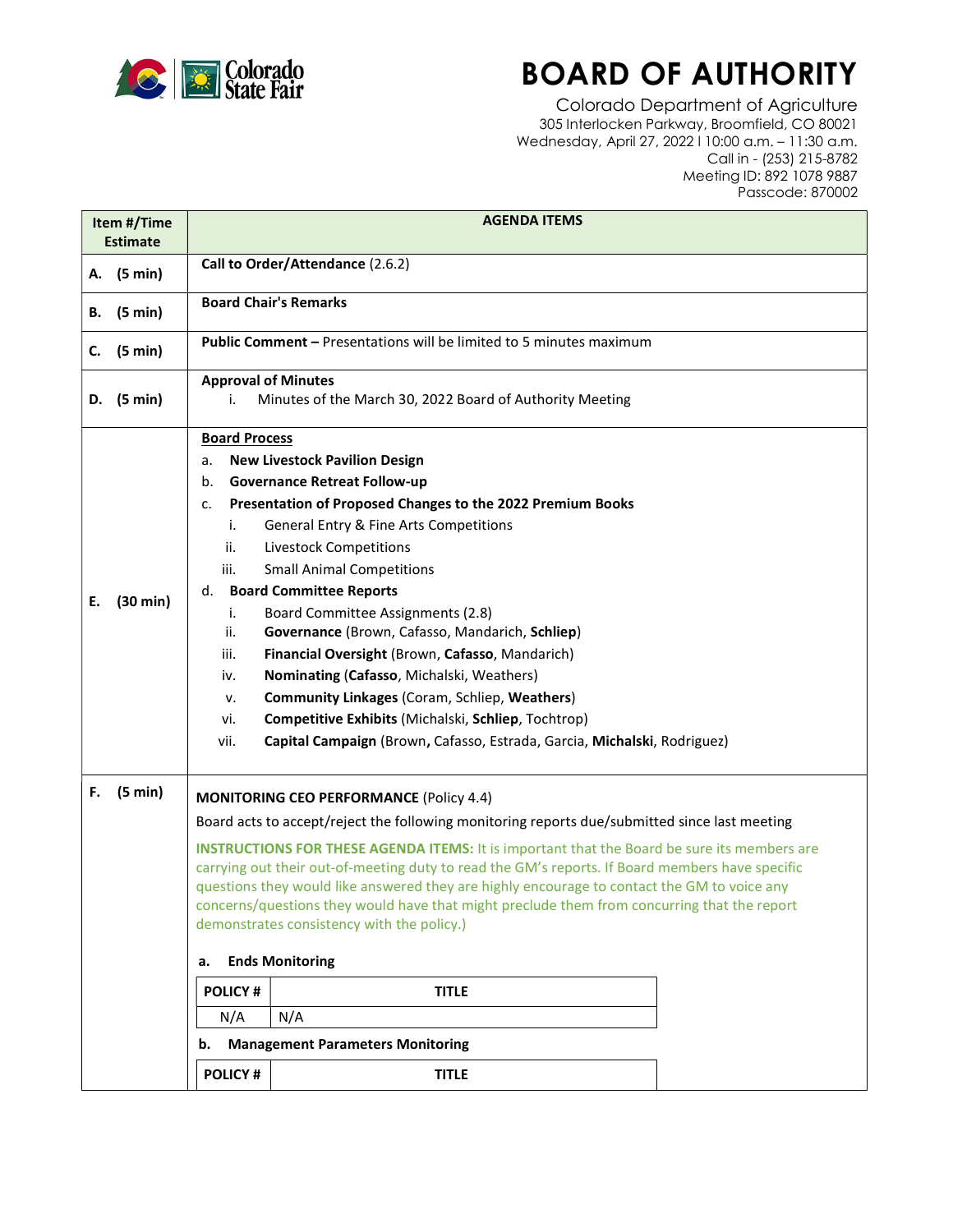# BOARD OF AUTHORITY

Colorado Department of Agriculture
305 Interlocken Parkway, Broomfield, CO 80021
Wednesday, April 27, 2022 I 10:00 a.m. – 11:30 a.m.
Call in - (253) 215-8782
Meeting ID: 892 1078 9887
Passcode: 870002

| Item #/Time Estimate | AGENDA ITEMS |
|---|---|
| A. (5 min) | **Call to Order/Attendance** (2.6.2) |
| B. (5 min) | **Board Chair's Remarks** |
| C. (5 min) | **Public Comment –** Presentations will be limited to 5 minutes maximum |
| D. (5 min) | **Approval of Minutes**<br>i. Minutes of the March 30, 2022 Board of Authority Meeting |
| E. (30 min) | **Board Process**<br>a. **New Livestock Pavilion Design**<br>b. **Governance Retreat Follow-up**<br>c. **Presentation of Proposed Changes to the 2022 Premium Books**<br>i. General Entry & Fine Arts Competitions<br>ii. Livestock Competitions<br>iii. Small Animal Competitions<br>d. **Board Committee Reports**<br>i. Board Committee Assignments (2.8)<br>ii. **Governance** (Brown, Cafasso, Mandarich, **Schliep**)<br>iii. **Financial Oversight** (Brown, **Cafasso**, Mandarich)<br>iv. **Nominating** (**Cafasso**, Michalski, Weathers)<br>v. **Community Linkages** (Coram, Schliep, **Weathers**)<br>vi. **Competitive Exhibits** (Michalski, **Schliep**, Tochtrop)<br>vii. **Capital Campaign** (Brown**,** Cafasso, Estrada, Garcia, **Michalski**, Rodriguez) |
| F. (5 min) | **MONITORING CEO PERFORMANCE** (Policy 4.4)<br>Board acts to accept/reject the following monitoring reports due/submitted since last meeting<br>**INSTRUCTIONS FOR THESE AGENDA ITEMS:** It is important that the Board be sure its members are carrying out their out-of-meeting duty to read the GM's reports. If Board members have specific questions they would like answered they are highly encourage to contact the GM to voice any concerns/questions they would have that might preclude them from concurring that the report demonstrates consistency with the policy.)<br>**a. Ends Monitoring** |

| POLICY # | TITLE |
|---|---|
| N/A | N/A |

**b. Management Parameters Monitoring**

| POLICY # | TITLE |
|---|---|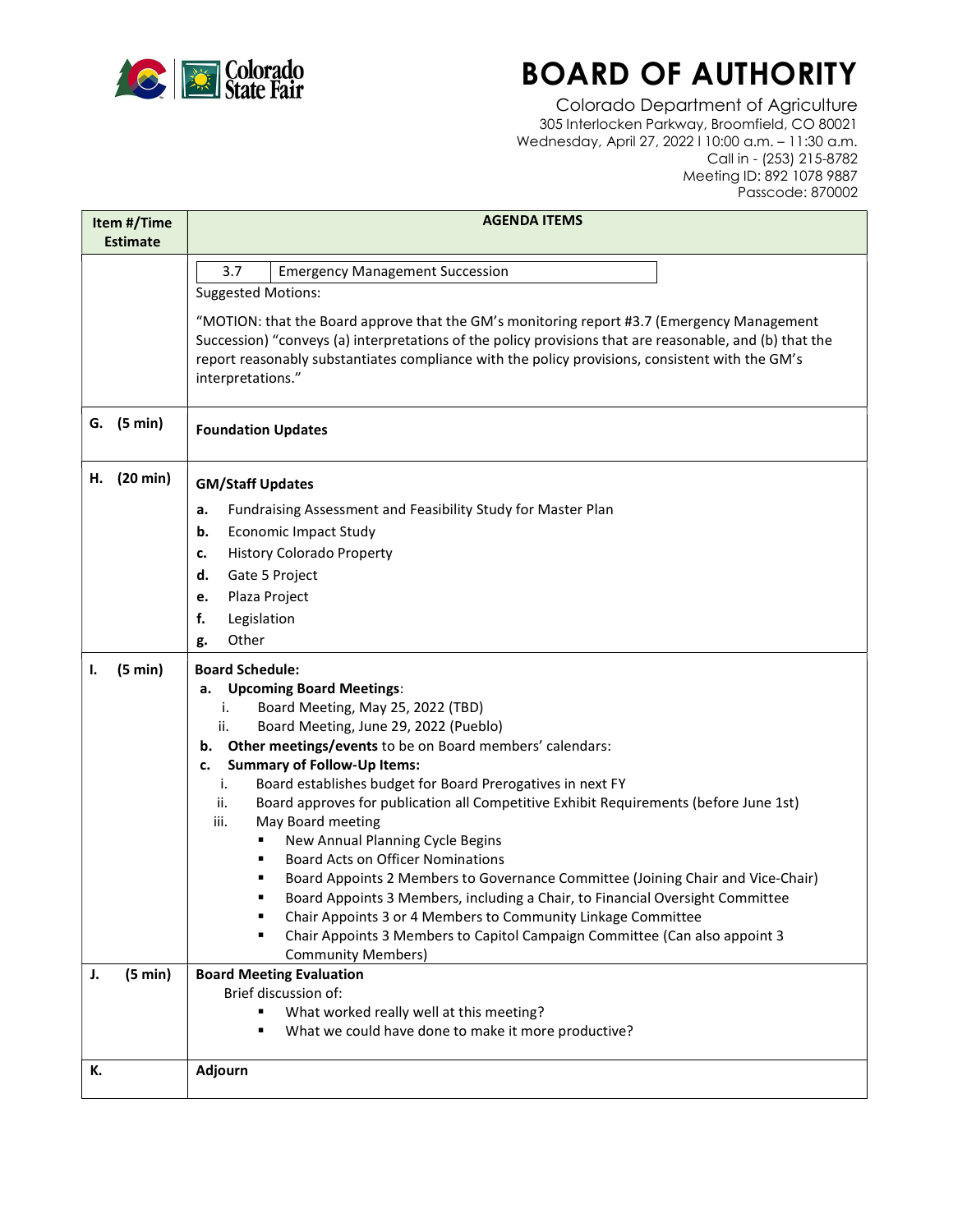# BOARD OF AUTHORITY

Colorado Department of Agriculture
305 Interlocken Parkway, Broomfield, CO 80021
Wednesday, April 27, 2022 I 10:00 a.m. – 11:30 a.m.
Call in - (253) 215-8782
Meeting ID: 892 1078 9887
Passcode: 870002

| Item #/Time Estimate | AGENDA ITEMS |
|---|---|
| | 3.7 Emergency Management Succession<br>Suggested Motions:<br>"MOTION: that the Board approve that the GM's monitoring report #3.7 (Emergency Management Succession) "conveys (a) interpretations of the policy provisions that are reasonable, and (b) that the report reasonably substantiates compliance with the policy provisions, consistent with the GM's interpretations." |
| G. (5 min) | **Foundation Updates** |
| H. (20 min) | **GM/Staff Updates**<br>**a.** Fundraising Assessment and Feasibility Study for Master Plan<br>**b.** Economic Impact Study<br>**c.** History Colorado Property<br>**d.** Gate 5 Project<br>**e.** Plaza Project<br>**f.** Legislation<br>**g.** Other |
| I. (5 min) | **Board Schedule:**<br>**a. Upcoming Board Meetings**:<br>i. Board Meeting, May 25, 2022 (TBD)<br>ii. Board Meeting, June 29, 2022 (Pueblo)<br>**b. Other meetings/events** to be on Board members' calendars:<br>**c. Summary of Follow-Up Items:**<br>i. Board establishes budget for Board Prerogatives in next FY<br>ii. Board approves for publication all Competitive Exhibit Requirements (before June 1st)<br>iii. May Board meeting<br>▪ New Annual Planning Cycle Begins<br>▪ Board Acts on Officer Nominations<br>▪ Board Appoints 2 Members to Governance Committee (Joining Chair and Vice-Chair)<br>▪ Board Appoints 3 Members, including a Chair, to Financial Oversight Committee<br>▪ Chair Appoints 3 or 4 Members to Community Linkage Committee<br>▪ Chair Appoints 3 Members to Capitol Campaign Committee (Can also appoint 3 Community Members) |
| J. (5 min) | **Board Meeting Evaluation**<br>Brief discussion of:<br>▪ What worked really well at this meeting?<br>▪ What we could have done to make it more productive? |
| K. | **Adjourn** |